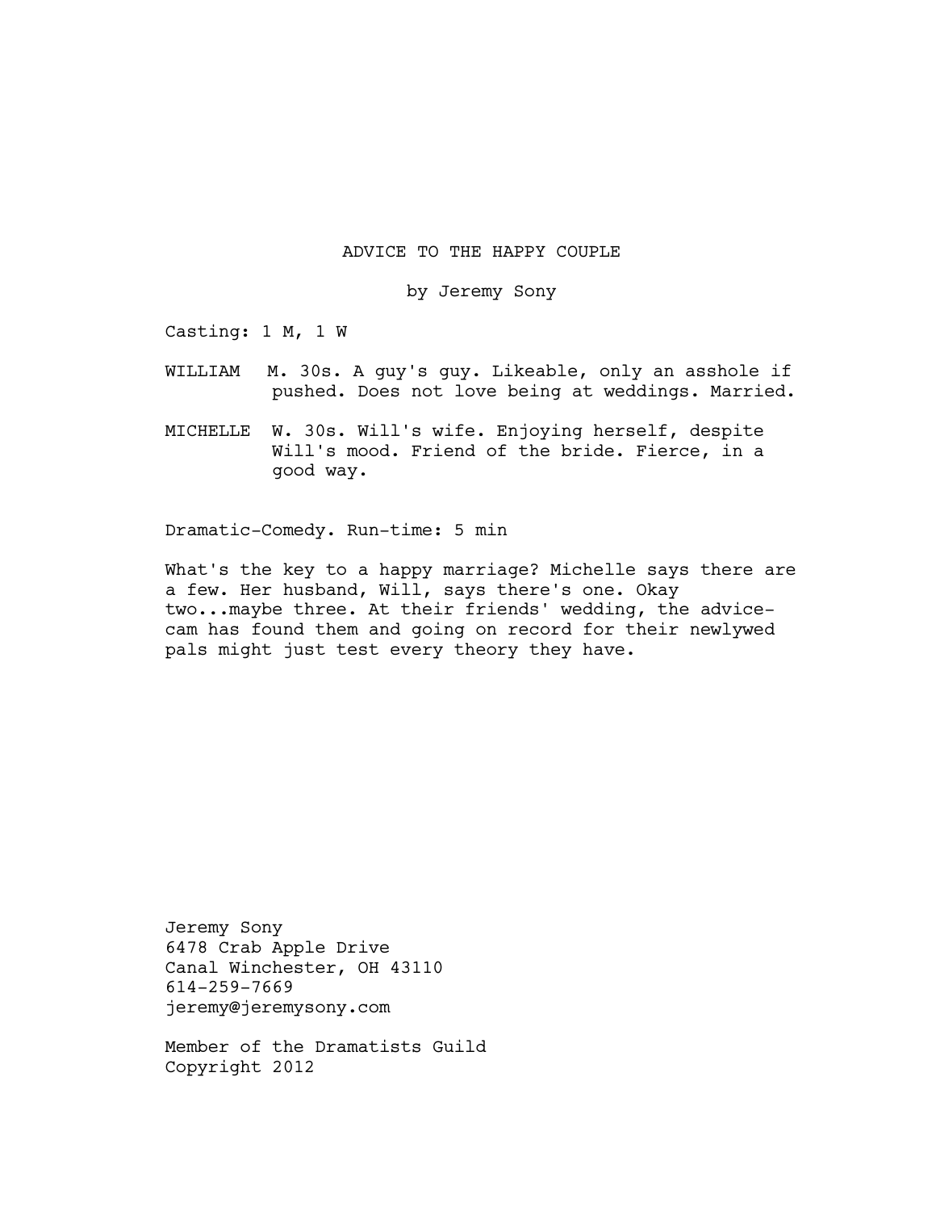# ADVICE TO THE HAPPY COUPLE

by Jeremy Sony

Casting: 1 M, 1 W

WILLIAM — M. 30s. A guy's guy. Likeable, only an asshole if pushed. Does not love being at weddings. Married.

MICHELLE — W. 30s. Will's wife. Enjoying herself, despite Will's mood. Friend of the bride. Fierce, in a good way.

Dramatic-Comedy. Run-time: 5 min

What's the key to a happy marriage? Michelle says there are a few. Her husband, Will, says there's one. Okay two...maybe three. At their friends' wedding, the advice-cam has found them and going on record for their newlywed pals might just test every theory they have.

Jeremy Sony
6478 Crab Apple Drive
Canal Winchester, OH 43110
614-259-7669
jeremy@jeremysony.com

Member of the Dramatists Guild
Copyright 2012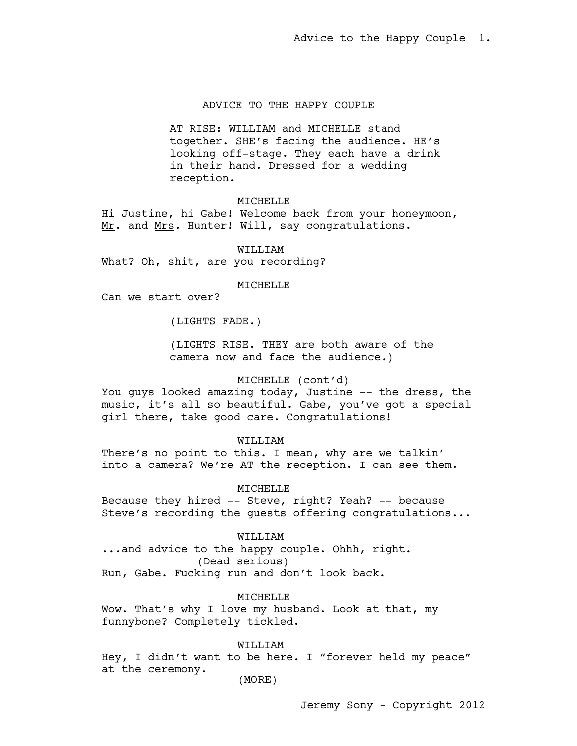# ADVICE TO THE HAPPY COUPLE

AT RISE: WILLIAM and MICHELLE stand together. SHE's facing the audience. HE's looking off-stage. They each have a drink in their hand. Dressed for a wedding reception.

MICHELLE
Hi Justine, hi Gabe! Welcome back from your honeymoon, Mr. and Mrs. Hunter! Will, say congratulations.

WILLIAM
What? Oh, shit, are you recording?

MICHELLE
Can we start over?

(LIGHTS FADE.)

(LIGHTS RISE. THEY are both aware of the camera now and face the audience.)

MICHELLE (cont'd)
You guys looked amazing today, Justine -- the dress, the music, it's all so beautiful. Gabe, you've got a special girl there, take good care. Congratulations!

WILLIAM
There's no point to this. I mean, why are we talkin' into a camera? We're AT the reception. I can see them.

MICHELLE
Because they hired -- Steve, right? Yeah? -- because Steve's recording the guests offering congratulations...

WILLIAM
...and advice to the happy couple. Ohhh, right.
(Dead serious)
Run, Gabe. Fucking run and don't look back.

MICHELLE
Wow. That's why I love my husband. Look at that, my funnybone? Completely tickled.

WILLIAM
Hey, I didn't want to be here. I "forever held my peace" at the ceremony.
(MORE)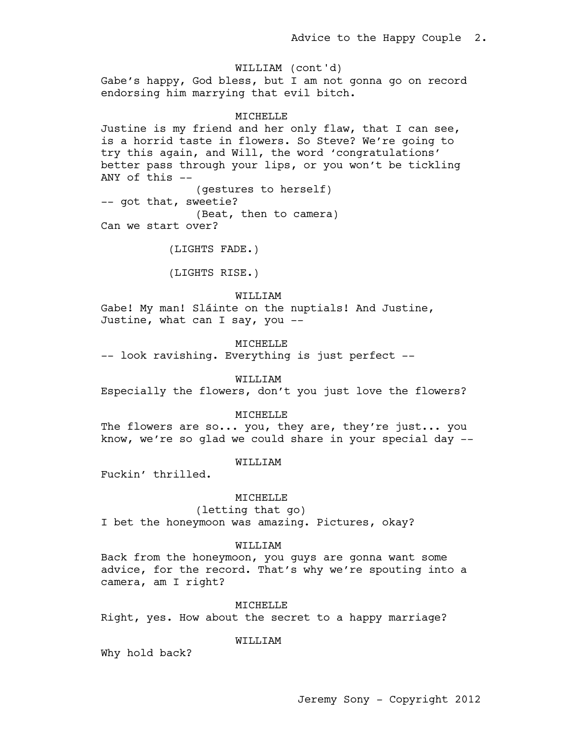WILLIAM (cont'd)

Gabe's happy, God bless, but I am not gonna go on record endorsing him marrying that evil bitch.

MICHELLE

Justine is my friend and her only flaw, that I can see, is a horrid taste in flowers. So Steve? We're going to try this again, and Will, the word 'congratulations' better pass through your lips, or you won't be tickling ANY of this --

(gestures to herself)

-- got that, sweetie?

(Beat, then to camera)

Can we start over?

(LIGHTS FADE.)

(LIGHTS RISE.)

WILLIAM

Gabe! My man! Sláinte on the nuptials! And Justine, Justine, what can I say, you --

MICHELLE

-- look ravishing. Everything is just perfect --

WILLIAM

Especially the flowers, don't you just love the flowers?

MICHELLE

The flowers are so... you, they are, they're just... you know, we're so glad we could share in your special day --

WILLIAM

Fuckin' thrilled.

MICHELLE

(letting that go)

I bet the honeymoon was amazing. Pictures, okay?

WILLIAM

Back from the honeymoon, you guys are gonna want some advice, for the record. That's why we're spouting into a camera, am I right?

MICHELLE

Right, yes. How about the secret to a happy marriage?

WILLIAM

Why hold back?

Jeremy Sony - Copyright 2012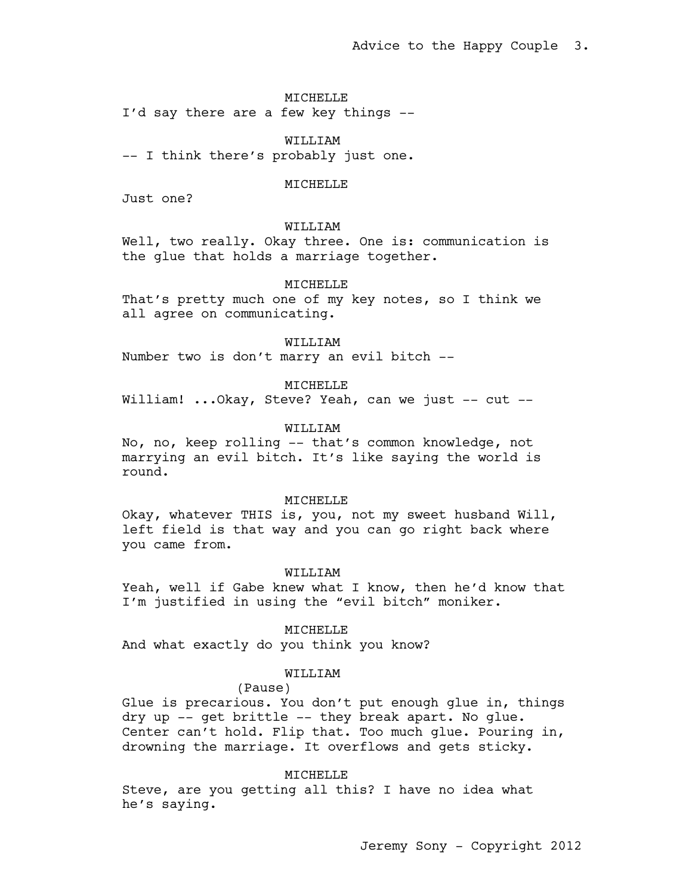MICHELLE

I'd say there are a few key things --

WILLIAM

-- I think there's probably just one.

MICHELLE

Just one?

WILLIAM

Well, two really. Okay three. One is: communication is the glue that holds a marriage together.

MICHELLE

That's pretty much one of my key notes, so I think we all agree on communicating.

WILLIAM

Number two is don't marry an evil bitch --

MICHELLE

William! ...Okay, Steve? Yeah, can we just -- cut --

WILLIAM

No, no, keep rolling -- that's common knowledge, not marrying an evil bitch. It's like saying the world is round.

MICHELLE

Okay, whatever THIS is, you, not my sweet husband Will, left field is that way and you can go right back where you came from.

WILLIAM

Yeah, well if Gabe knew what I know, then he'd know that I'm justified in using the "evil bitch" moniker.

MICHELLE

And what exactly do you think you know?

WILLIAM

(Pause)

Glue is precarious. You don't put enough glue in, things dry up -- get brittle -- they break apart. No glue. Center can't hold. Flip that. Too much glue. Pouring in, drowning the marriage. It overflows and gets sticky.

MICHELLE

Steve, are you getting all this? I have no idea what he's saying.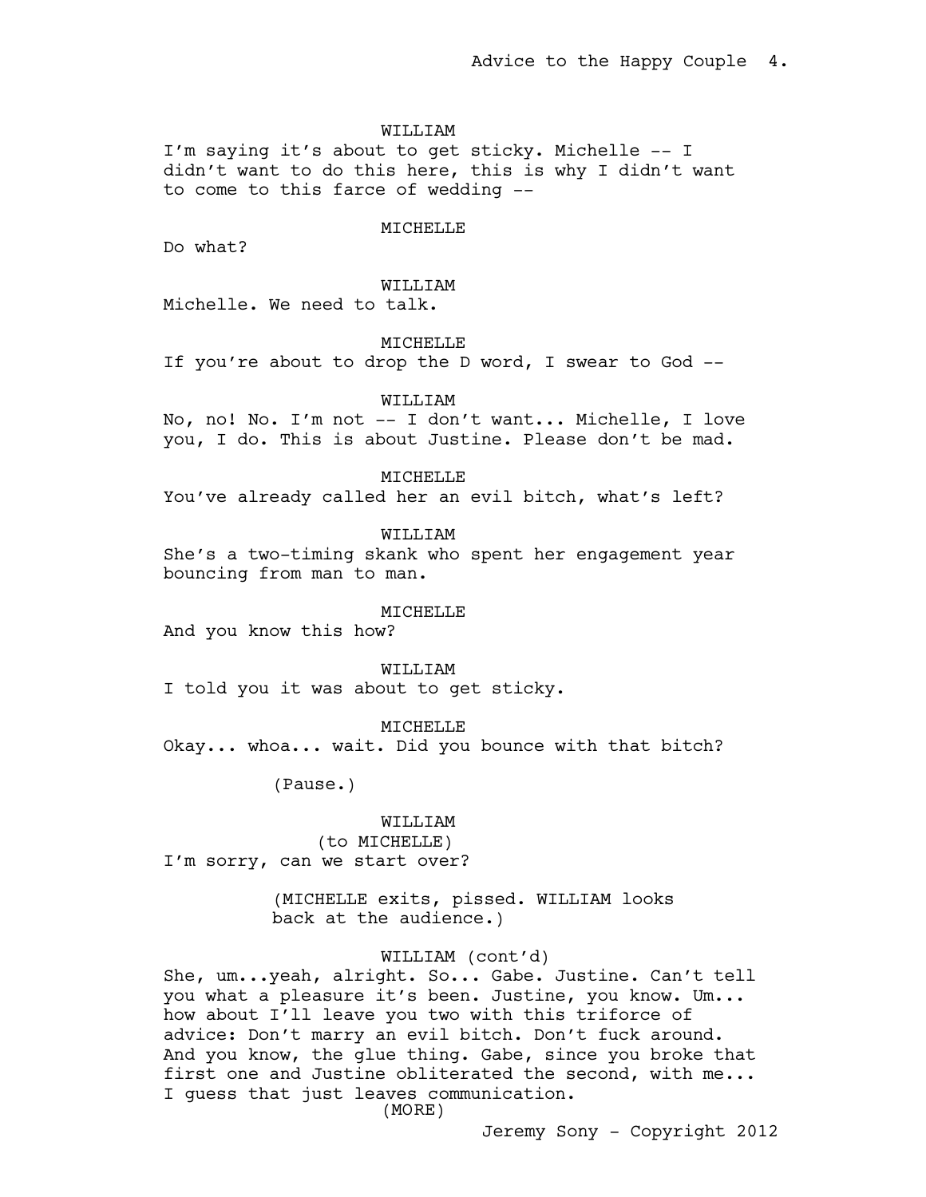WILLIAM

I'm saying it's about to get sticky. Michelle -- I didn't want to do this here, this is why I didn't want to come to this farce of wedding --

MICHELLE

Do what?

WILLIAM

Michelle. We need to talk.

MICHELLE

If you're about to drop the D word, I swear to God --

WILLIAM

No, no! No. I'm not -- I don't want... Michelle, I love you, I do. This is about Justine. Please don't be mad.

MICHELLE

You've already called her an evil bitch, what's left?

WILLIAM

She's a two-timing skank who spent her engagement year bouncing from man to man.

MICHELLE

And you know this how?

WILLIAM

I told you it was about to get sticky.

MICHELLE

Okay... whoa... wait. Did you bounce with that bitch?

(Pause.)

WILLIAM

(to MICHELLE)

I'm sorry, can we start over?

(MICHELLE exits, pissed. WILLIAM looks back at the audience.)

WILLIAM (cont'd)

She, um...yeah, alright. So... Gabe. Justine. Can't tell you what a pleasure it's been. Justine, you know. Um... how about I'll leave you two with this triforce of advice: Don't marry an evil bitch. Don't fuck around. And you know, the glue thing. Gabe, since you broke that first one and Justine obliterated the second, with me... I guess that just leaves communication.

(MORE)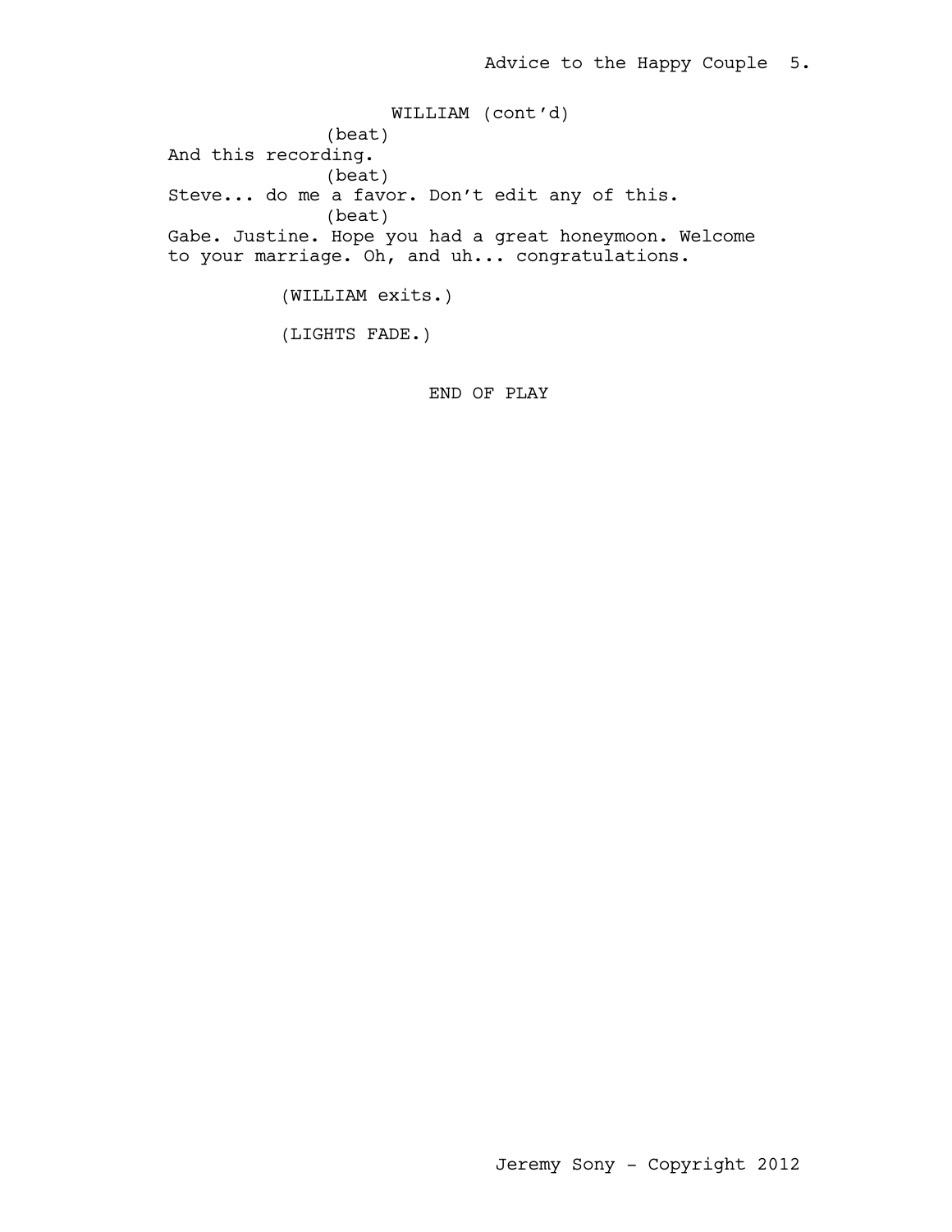WILLIAM (cont'd)

(beat)

And this recording.

(beat)

Steve... do me a favor. Don't edit any of this.

(beat)

Gabe. Justine. Hope you had a great honeymoon. Welcome to your marriage. Oh, and uh... congratulations.

(WILLIAM exits.)

(LIGHTS FADE.)

END OF PLAY